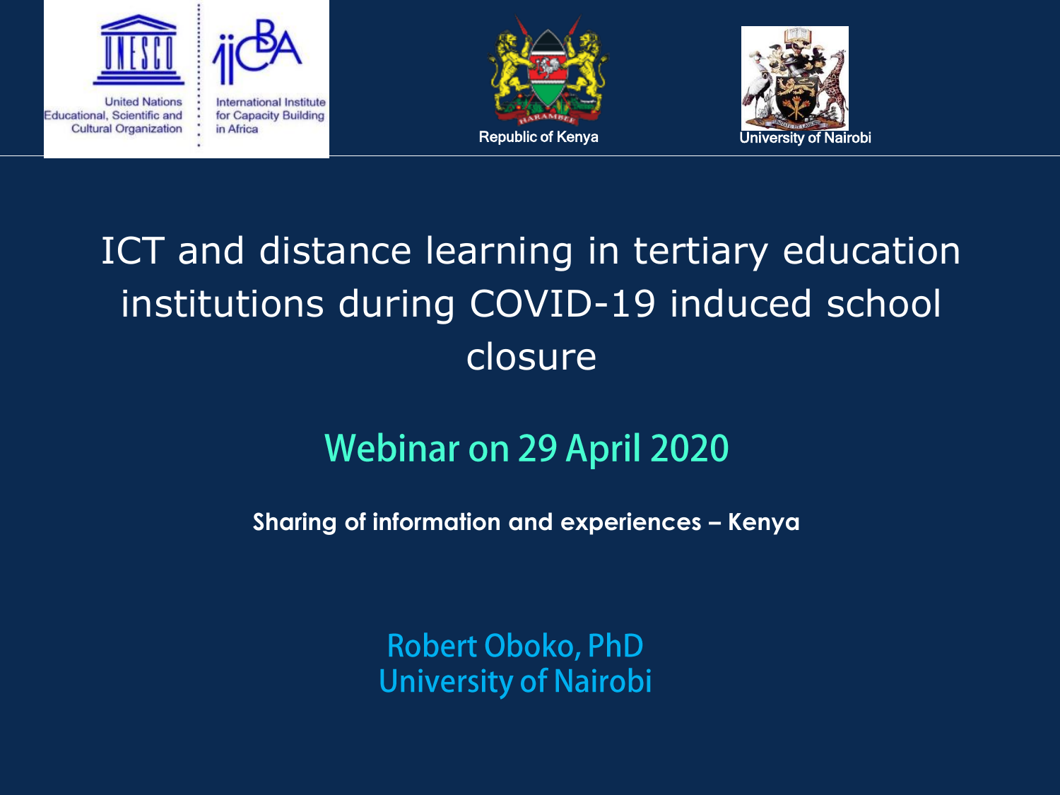United Nations Educational, Scientific and Cultural Organization

International Institute for Capacity Building in Africa

Republic of Kenya

University of Nairobi

# ICT and distance learning in tertiary education institutions during COVID-19 induced school closure

## Webinar on 29 April 2020

**Sharing of information and experiences – Kenya**

Robert Oboko, PhD
University of Nairobi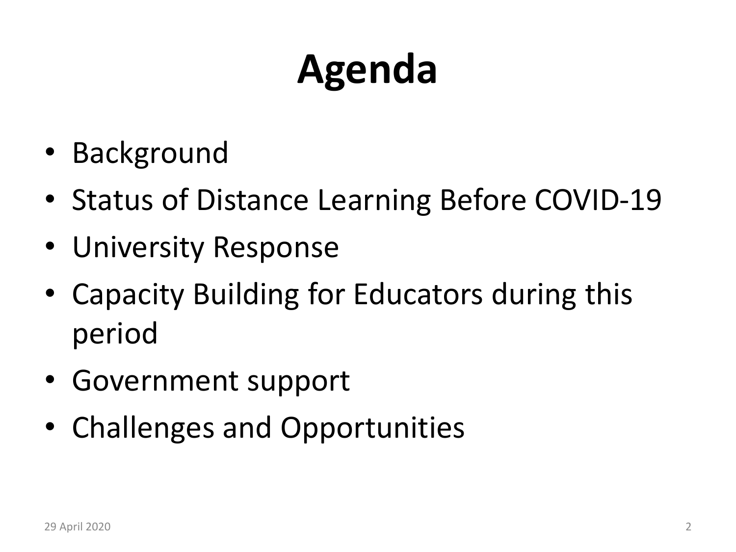# Agenda

- Background
- Status of Distance Learning Before COVID-19
- University Response
- Capacity Building for Educators during this period
- Government support
- Challenges and Opportunities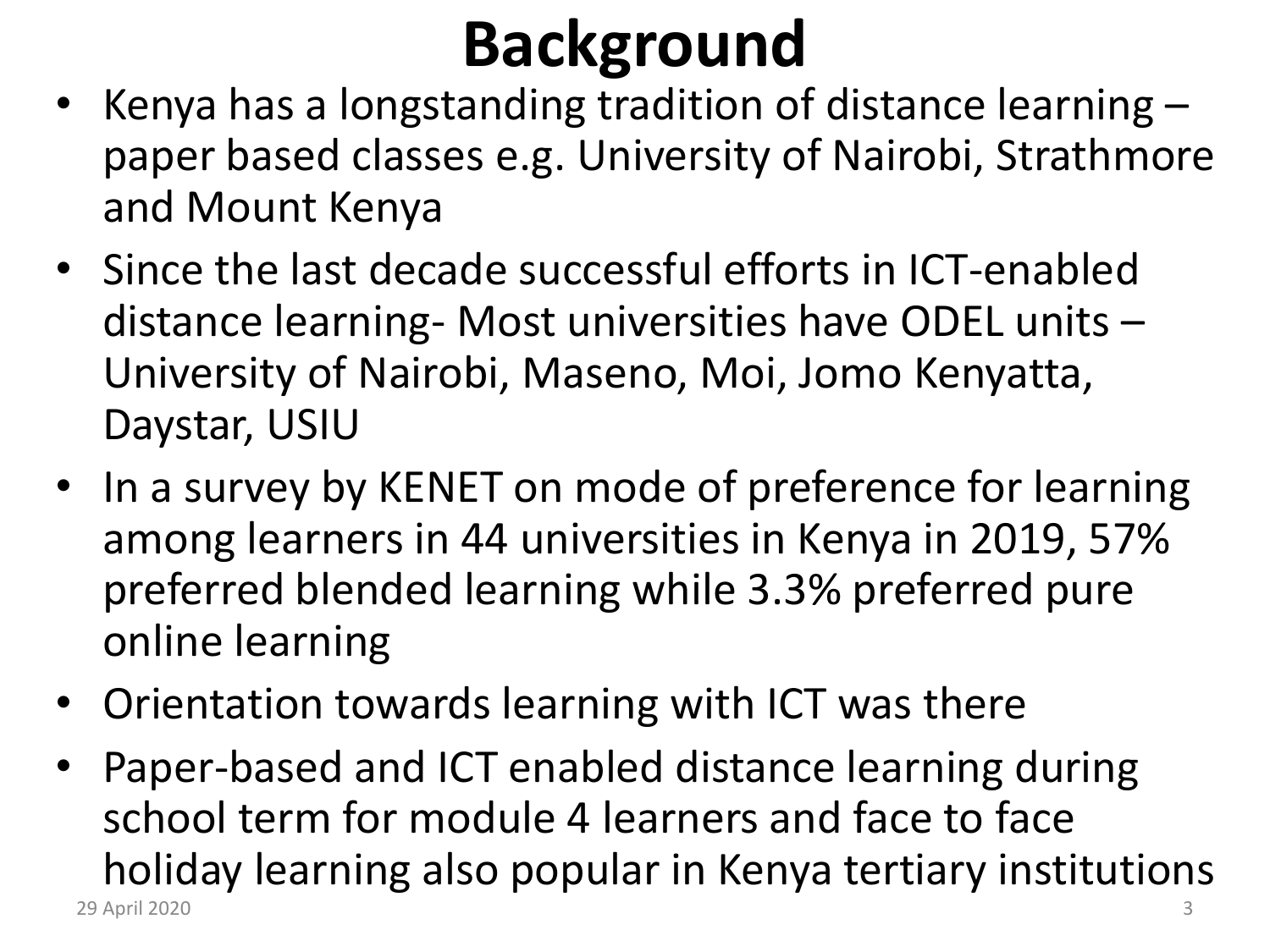# Background

- Kenya has a longstanding tradition of distance learning – paper based classes e.g. University of Nairobi, Strathmore and Mount Kenya
- Since the last decade successful efforts in ICT-enabled distance learning- Most universities have ODEL units – University of Nairobi, Maseno, Moi, Jomo Kenyatta, Daystar, USIU
- In a survey by KENET on mode of preference for learning among learners in 44 universities in Kenya in 2019, 57% preferred blended learning while 3.3% preferred pure online learning
- Orientation towards learning with ICT was there
- Paper-based and ICT enabled distance learning during school term for module 4 learners and face to face holiday learning also popular in Kenya tertiary institutions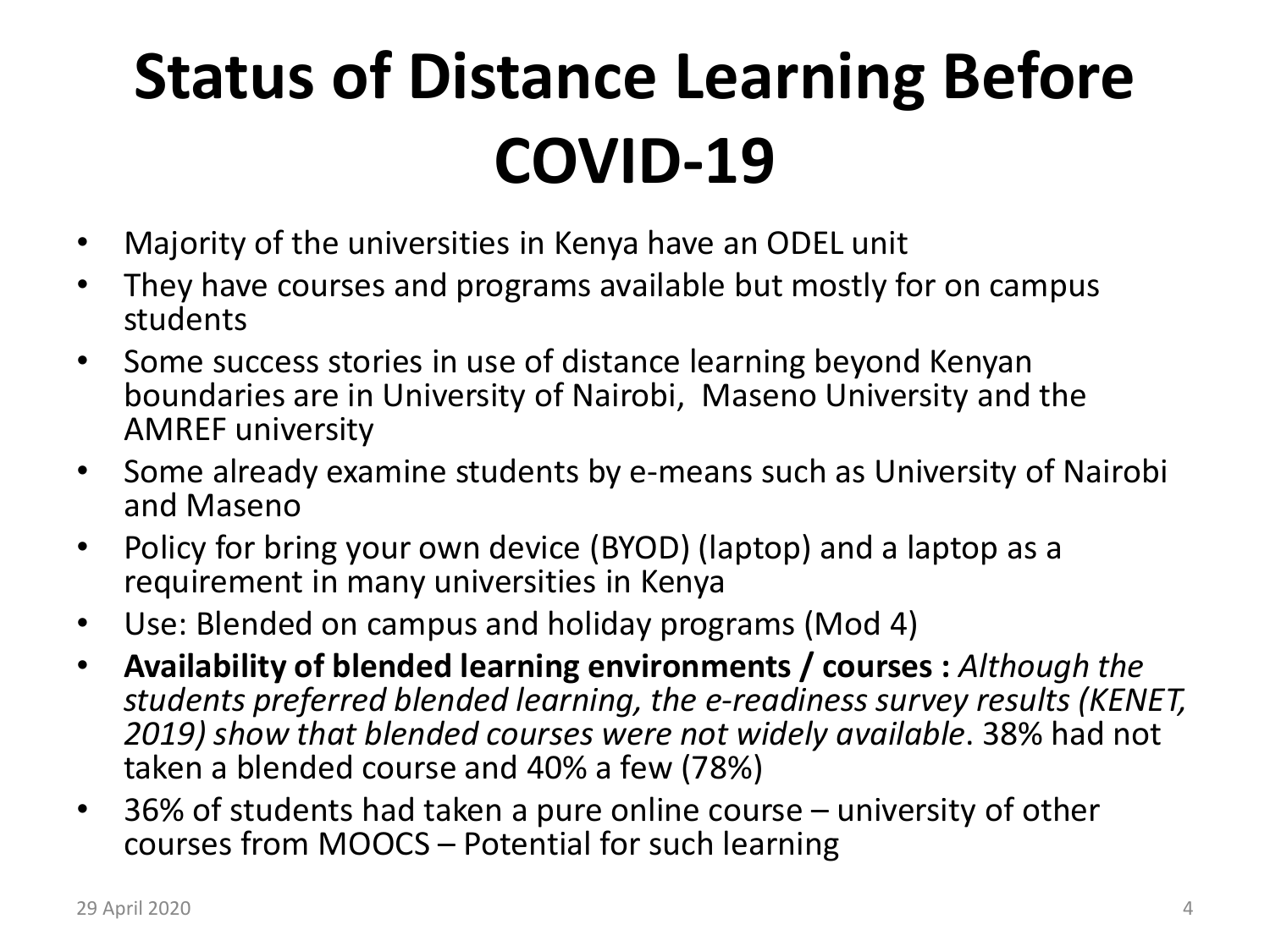# Status of Distance Learning Before COVID-19

- Majority of the universities in Kenya have an ODEL unit
- They have courses and programs available but mostly for on campus students
- Some success stories in use of distance learning beyond Kenyan boundaries are in University of Nairobi, Maseno University and the AMREF university
- Some already examine students by e-means such as University of Nairobi and Maseno
- Policy for bring your own device (BYOD) (laptop) and a laptop as a requirement in many universities in Kenya
- Use: Blended on campus and holiday programs (Mod 4)
- **Availability of blended learning environments / courses :** *Although the students preferred blended learning, the e-readiness survey results (KENET, 2019) show that blended courses were not widely available*. 38% had not taken a blended course and 40% a few (78%)
- 36% of students had taken a pure online course – university of other courses from MOOCS – Potential for such learning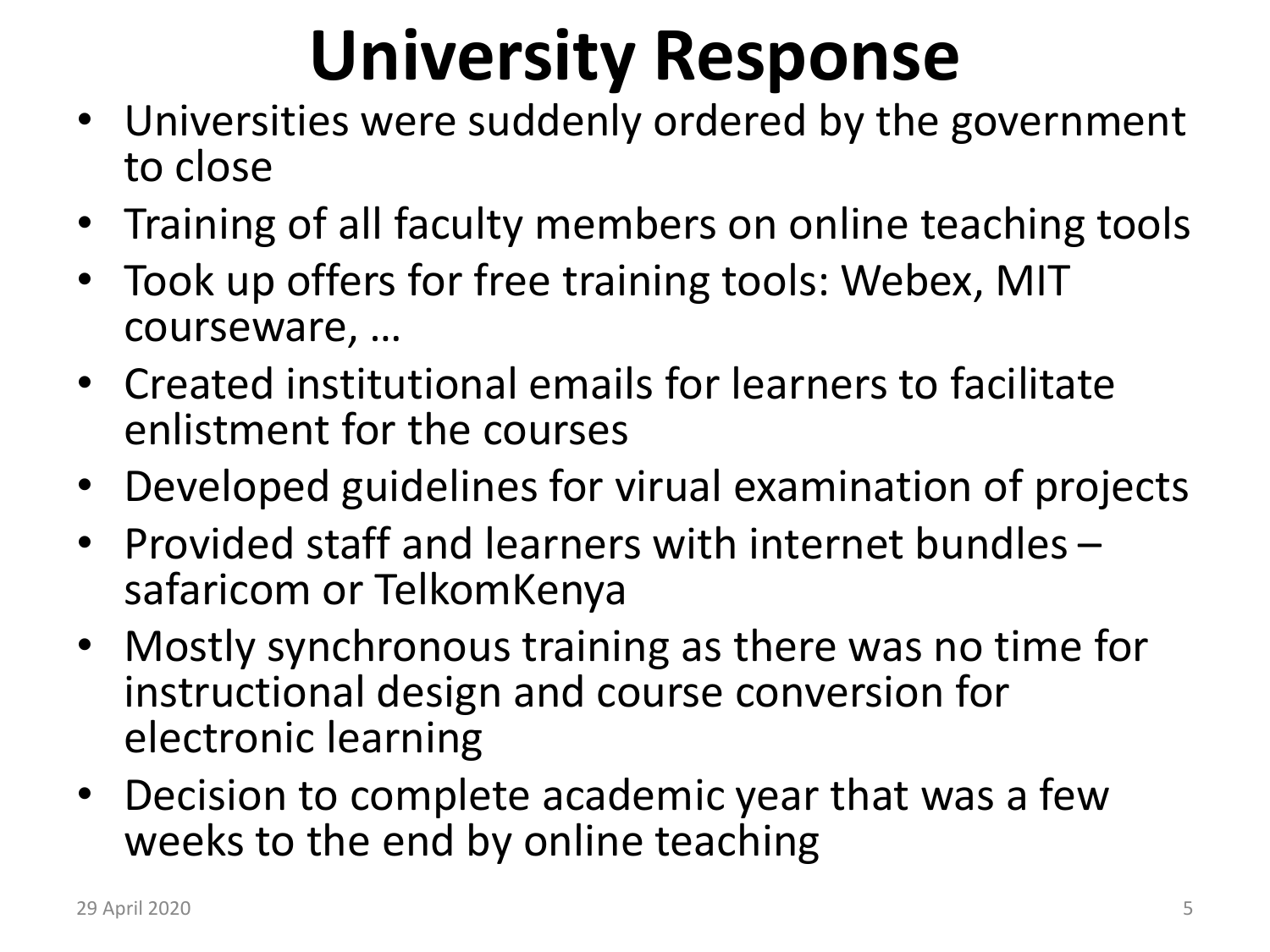# University Response

- Universities were suddenly ordered by the government to close
- Training of all faculty members on online teaching tools
- Took up offers for free training tools: Webex, MIT courseware, …
- Created institutional emails for learners to facilitate enlistment for the courses
- Developed guidelines for virual examination of projects
- Provided staff and learners with internet bundles – safaricom or TelkomKenya
- Mostly synchronous training as there was no time for instructional design and course conversion for electronic learning
- Decision to complete academic year that was a few weeks to the end by online teaching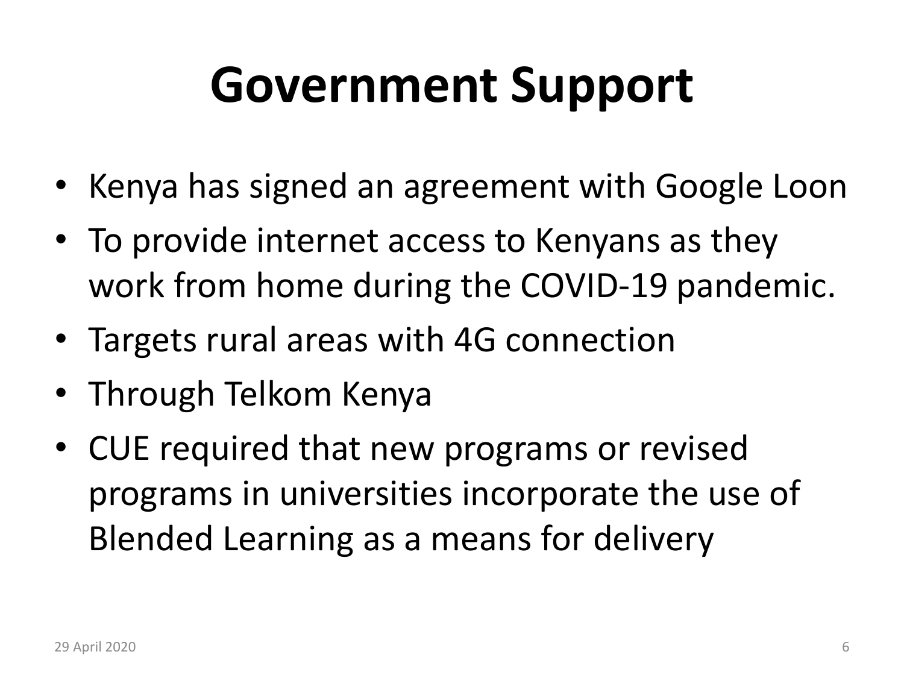# Government Support

- Kenya has signed an agreement with Google Loon
- To provide internet access to Kenyans as they work from home during the COVID-19 pandemic.
- Targets rural areas with 4G connection
- Through Telkom Kenya
- CUE required that new programs or revised programs in universities incorporate the use of Blended Learning as a means for delivery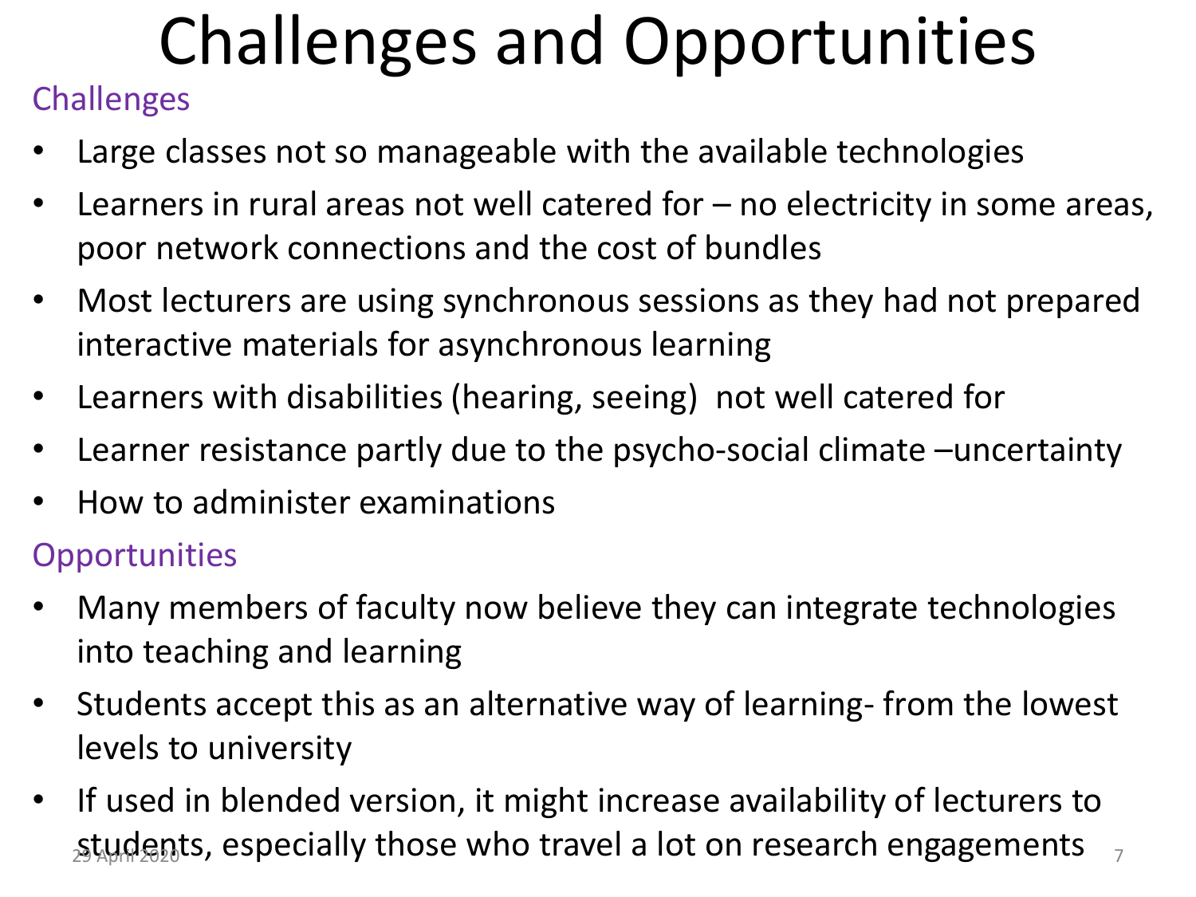# Challenges and Opportunities

## Challenges

- Large classes not so manageable with the available technologies
- Learners in rural areas not well catered for – no electricity in some areas, poor network connections and the cost of bundles
- Most lecturers are using synchronous sessions as they had not prepared interactive materials for asynchronous learning
- Learners with disabilities (hearing, seeing) not well catered for
- Learner resistance partly due to the psycho-social climate –uncertainty
- How to administer examinations

## Opportunities

- Many members of faculty now believe they can integrate technologies into teaching and learning
- Students accept this as an alternative way of learning- from the lowest levels to university
- If used in blended version, it might increase availability of lecturers to students, especially those who travel a lot on research engagements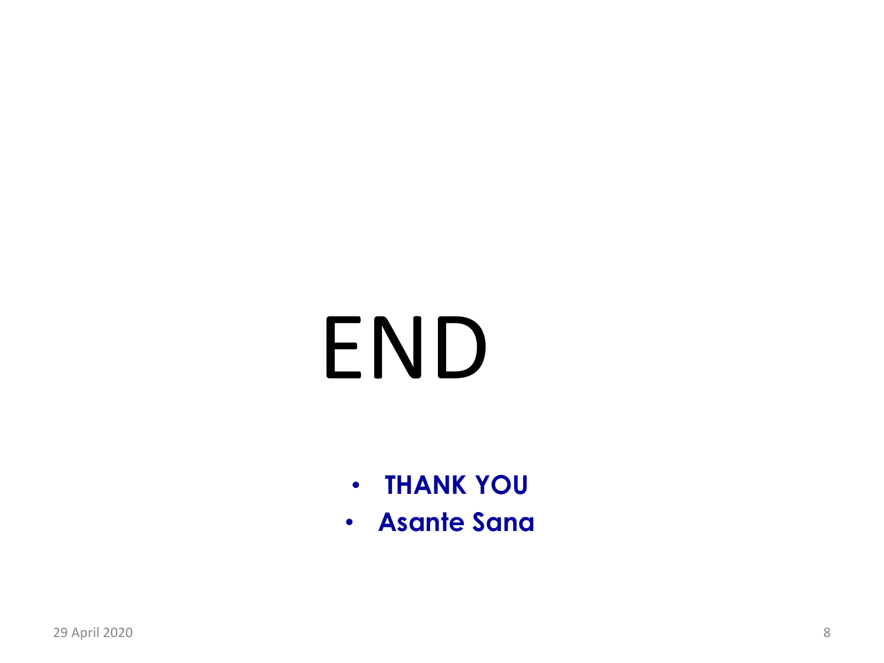# END

- **THANK YOU**
- **Asante Sana**